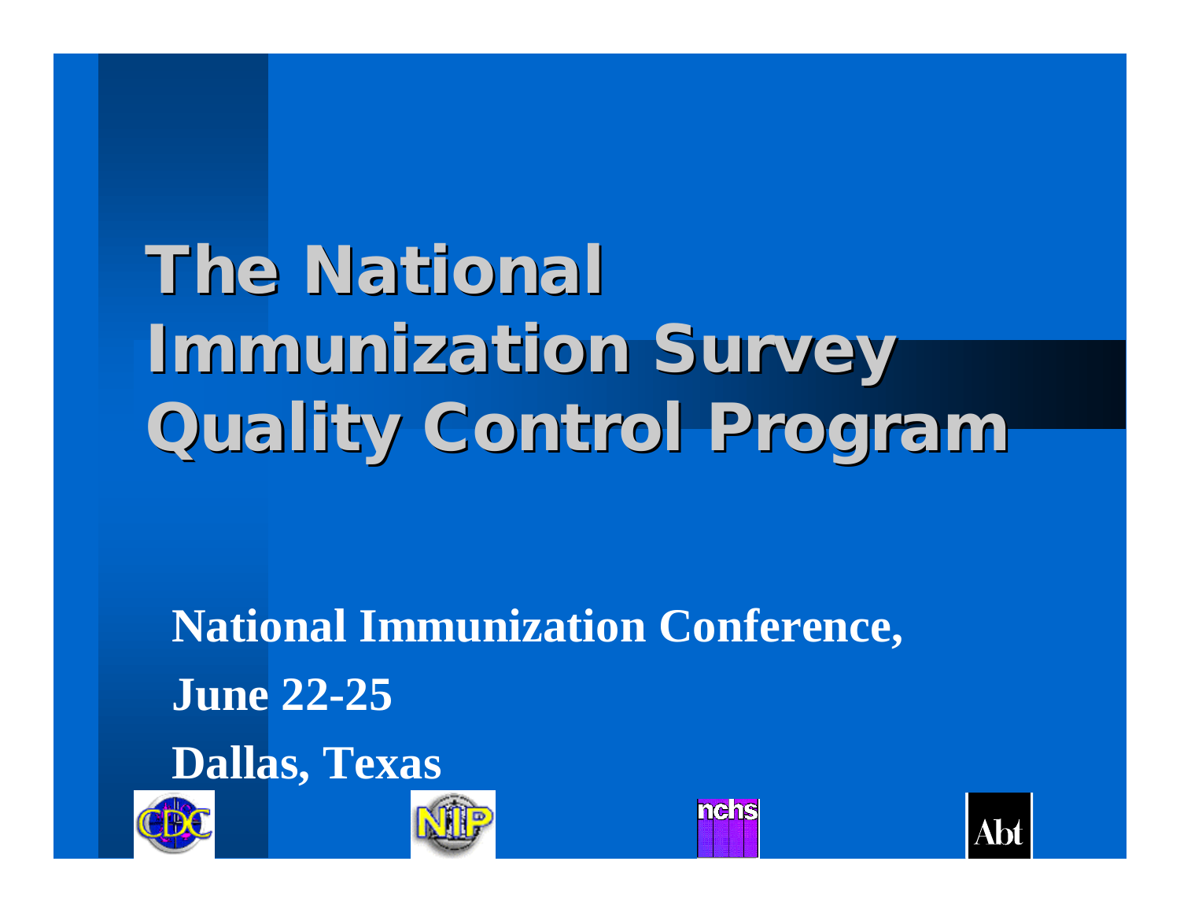# The National Immunization Survey Quality Control Program

**National Immunization Conference,**

**June 22-25**

**Dallas, Texas**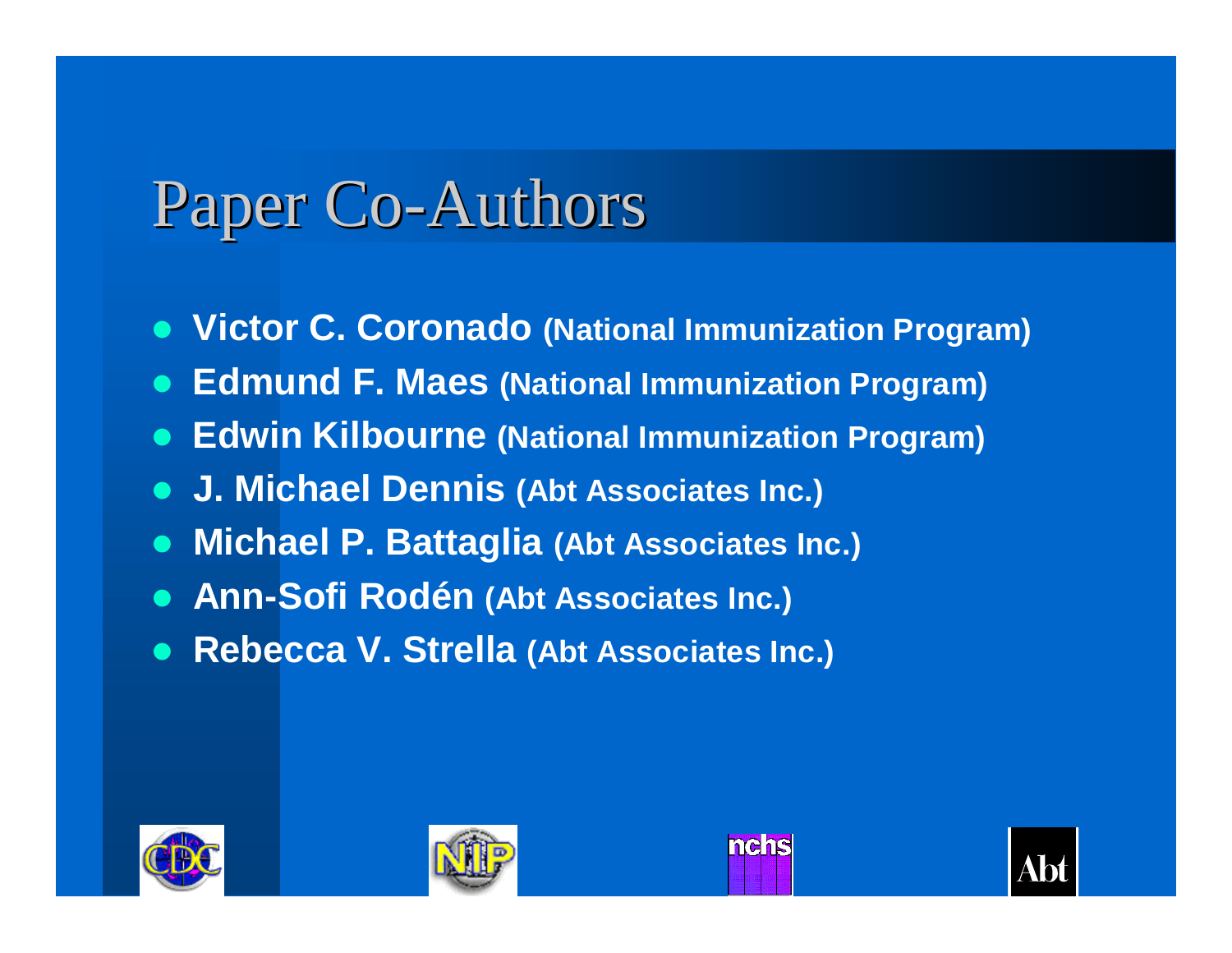# Paper Co-Authors

- **Victor C. Coronado** **(National Immunization Program)**
- **Edmund F. Maes** **(National Immunization Program)**
- **Edwin Kilbourne** **(National Immunization Program)**
- **J. Michael Dennis** **(Abt Associates Inc.)**
- **Michael P. Battaglia** **(Abt Associates Inc.)**
- **Ann-Sofi Rodén** **(Abt Associates Inc.)**
- **Rebecca V. Strella** **(Abt Associates Inc.)**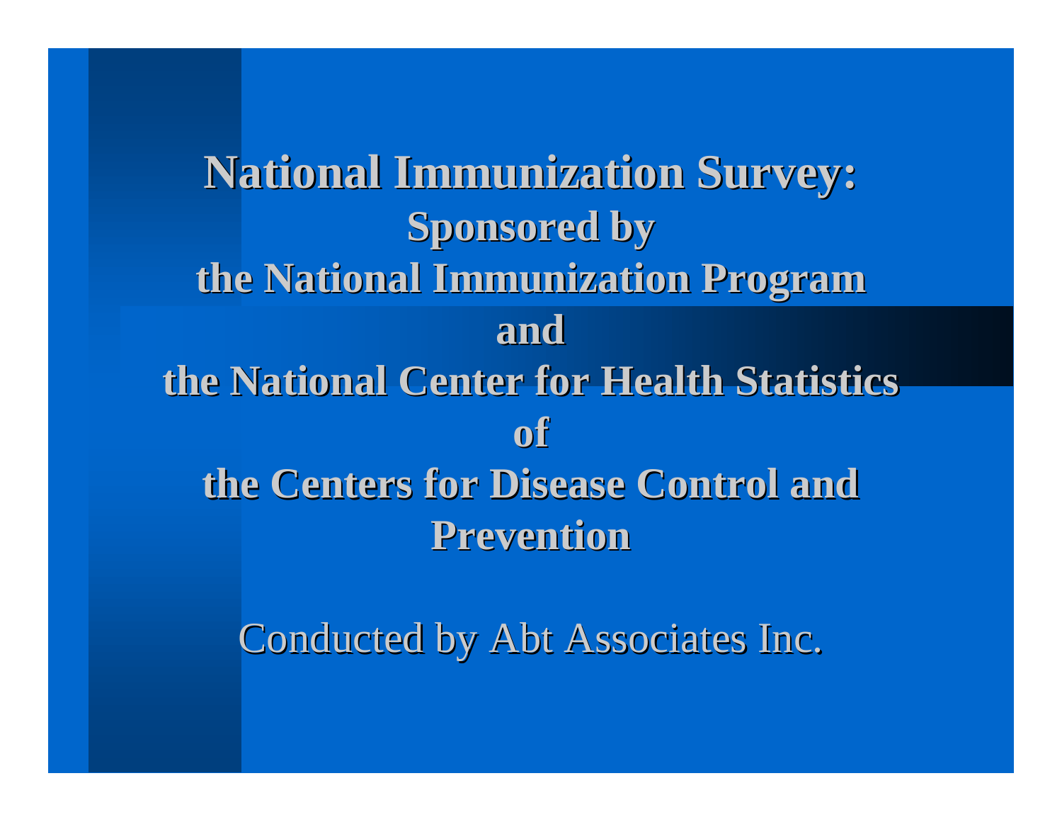# National Immunization Survey:

**Sponsored by**

**the National Immunization Program**

**and**

**the National Center for Health Statistics**

**of**

**the Centers for Disease Control and Prevention**

Conducted by Abt Associates Inc.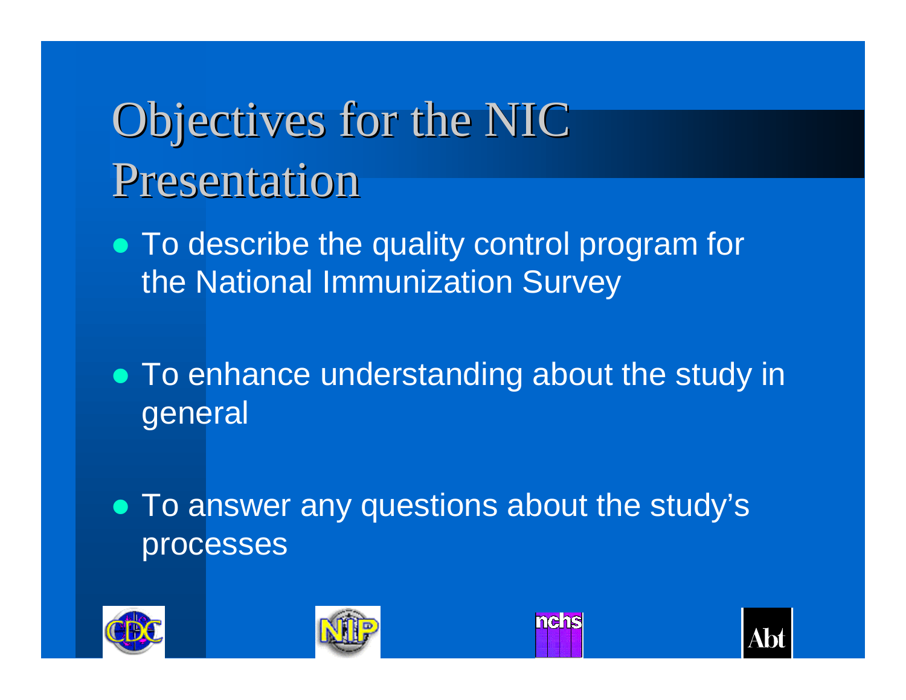# Objectives for the NIC Presentation

- To describe the quality control program for the National Immunization Survey
- To enhance understanding about the study in general
- To answer any questions about the study's processes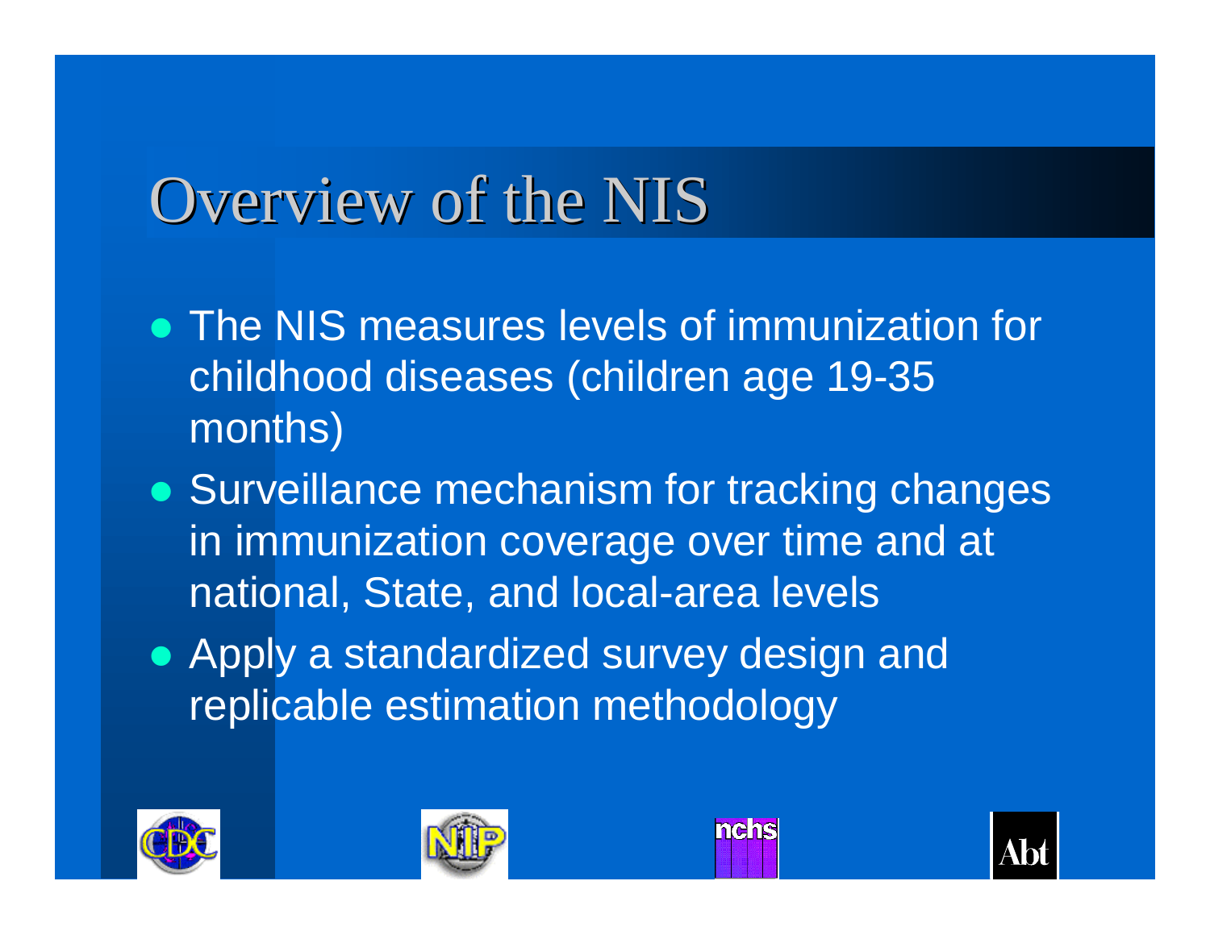# Overview of the NIS

- The NIS measures levels of immunization for childhood diseases (children age 19-35 months)
- Surveillance mechanism for tracking changes in immunization coverage over time and at national, State, and local-area levels
- Apply a standardized survey design and replicable estimation methodology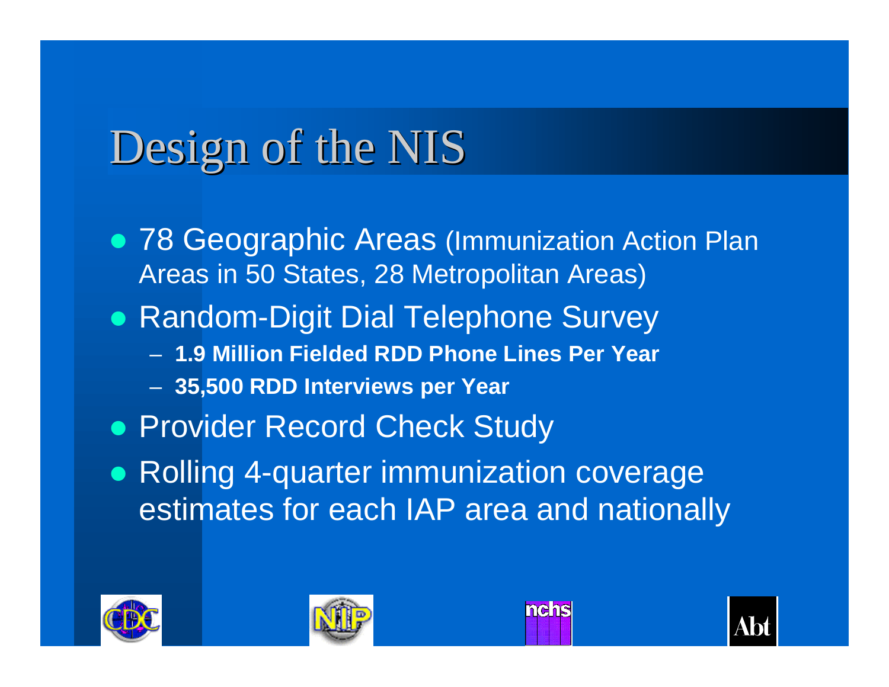# Design of the NIS

- 78 Geographic Areas (Immunization Action Plan Areas in 50 States, 28 Metropolitan Areas)
- Random-Digit Dial Telephone Survey
  - **1.9 Million Fielded RDD Phone Lines Per Year**
  - **35,500 RDD Interviews per Year**
- Provider Record Check Study
- Rolling 4-quarter immunization coverage estimates for each IAP area and nationally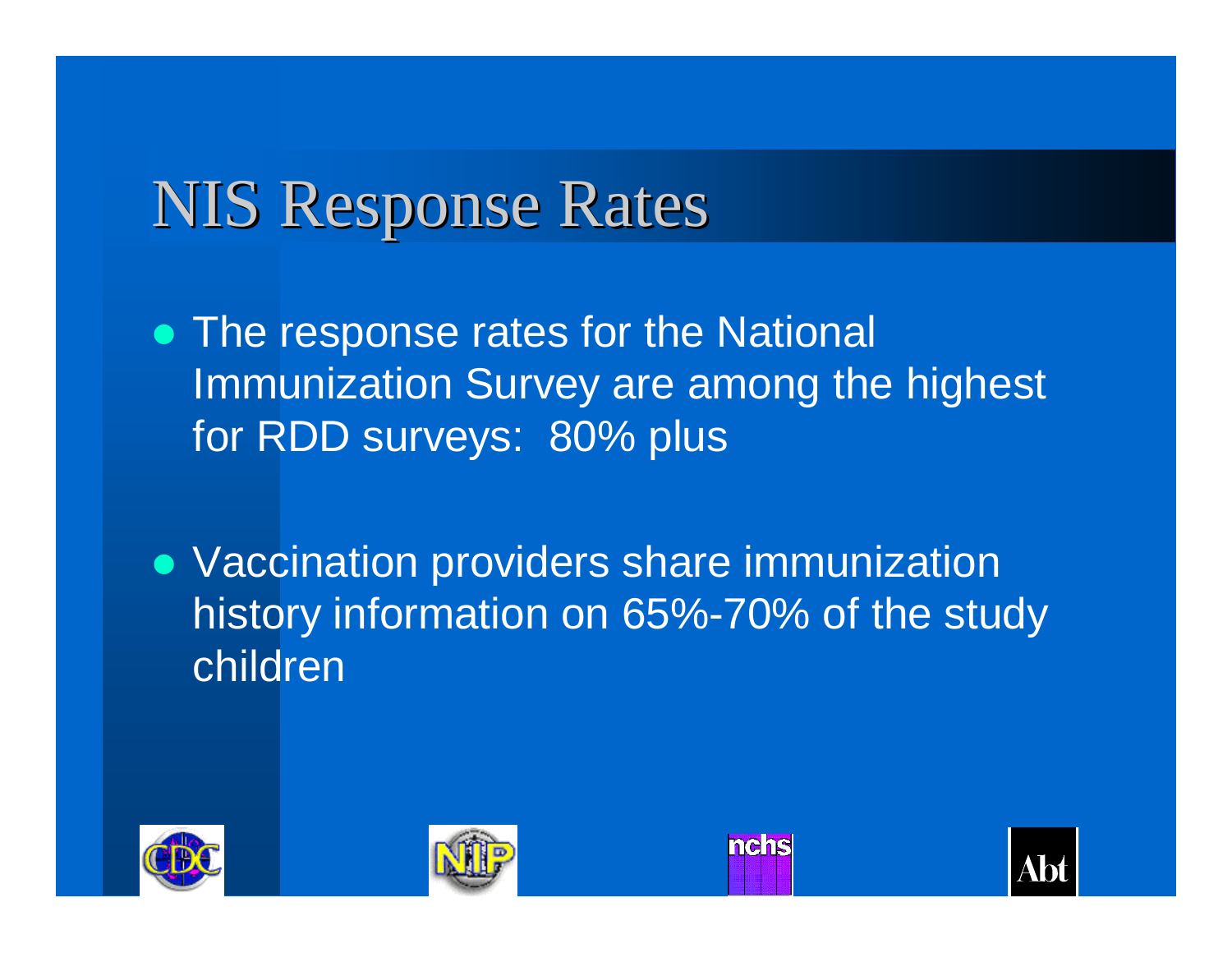# NIS Response Rates

- The response rates for the National Immunization Survey are among the highest for RDD surveys: 80% plus
- Vaccination providers share immunization history information on 65%-70% of the study children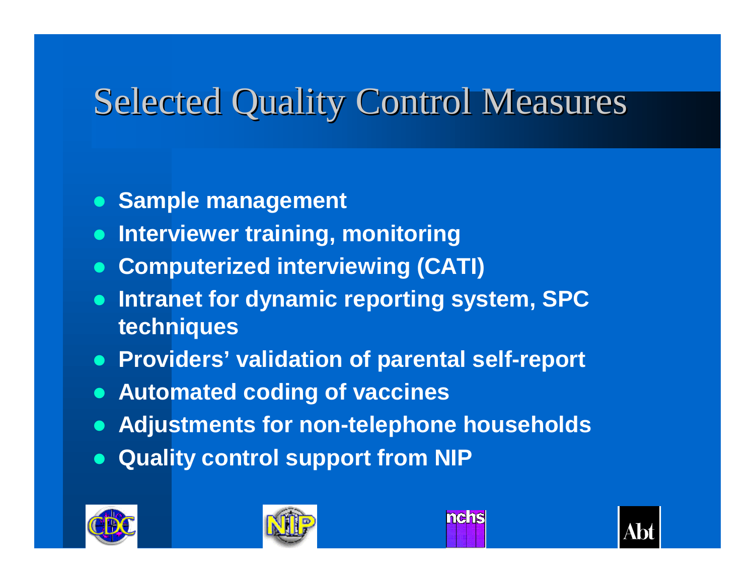# Selected Quality Control Measures

- **Sample management**
- **Interviewer training, monitoring**
- **Computerized interviewing (CATI)**
- **Intranet for dynamic reporting system, SPC techniques**
- **Providers' validation of parental self-report**
- **Automated coding of vaccines**
- **Adjustments for non-telephone households**
- **Quality control support from NIP**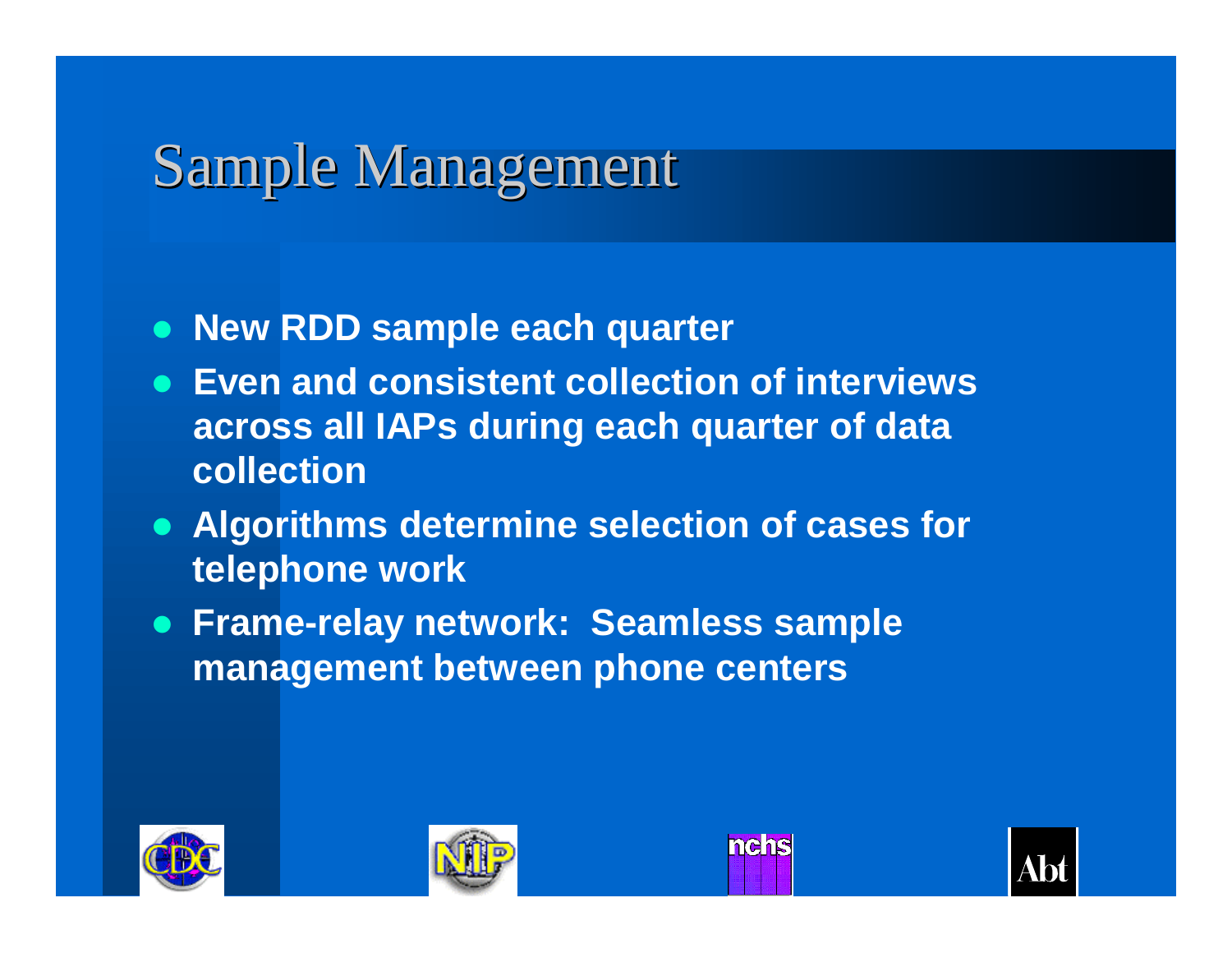# Sample Management

- New RDD sample each quarter
- Even and consistent collection of interviews across all IAPs during each quarter of data collection
- Algorithms determine selection of cases for telephone work
- Frame-relay network: Seamless sample management between phone centers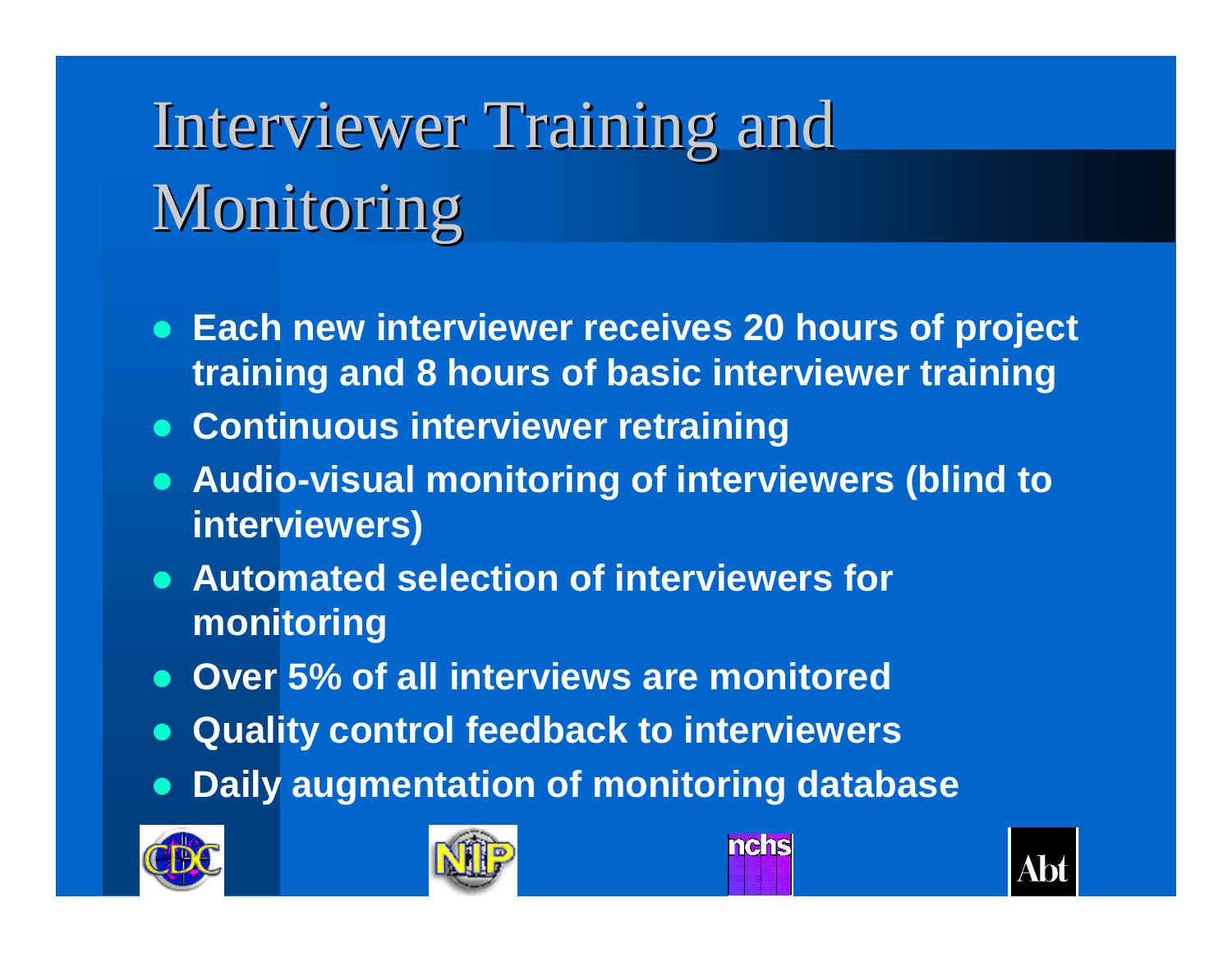# Interviewer Training and Monitoring

- **Each new interviewer receives 20 hours of project training and 8 hours of basic interviewer training**
- **Continuous interviewer retraining**
- **Audio-visual monitoring of interviewers (blind to interviewers)**
- **Automated selection of interviewers for monitoring**
- **Over 5% of all interviews are monitored**
- **Quality control feedback to interviewers**
- **Daily augmentation of monitoring database**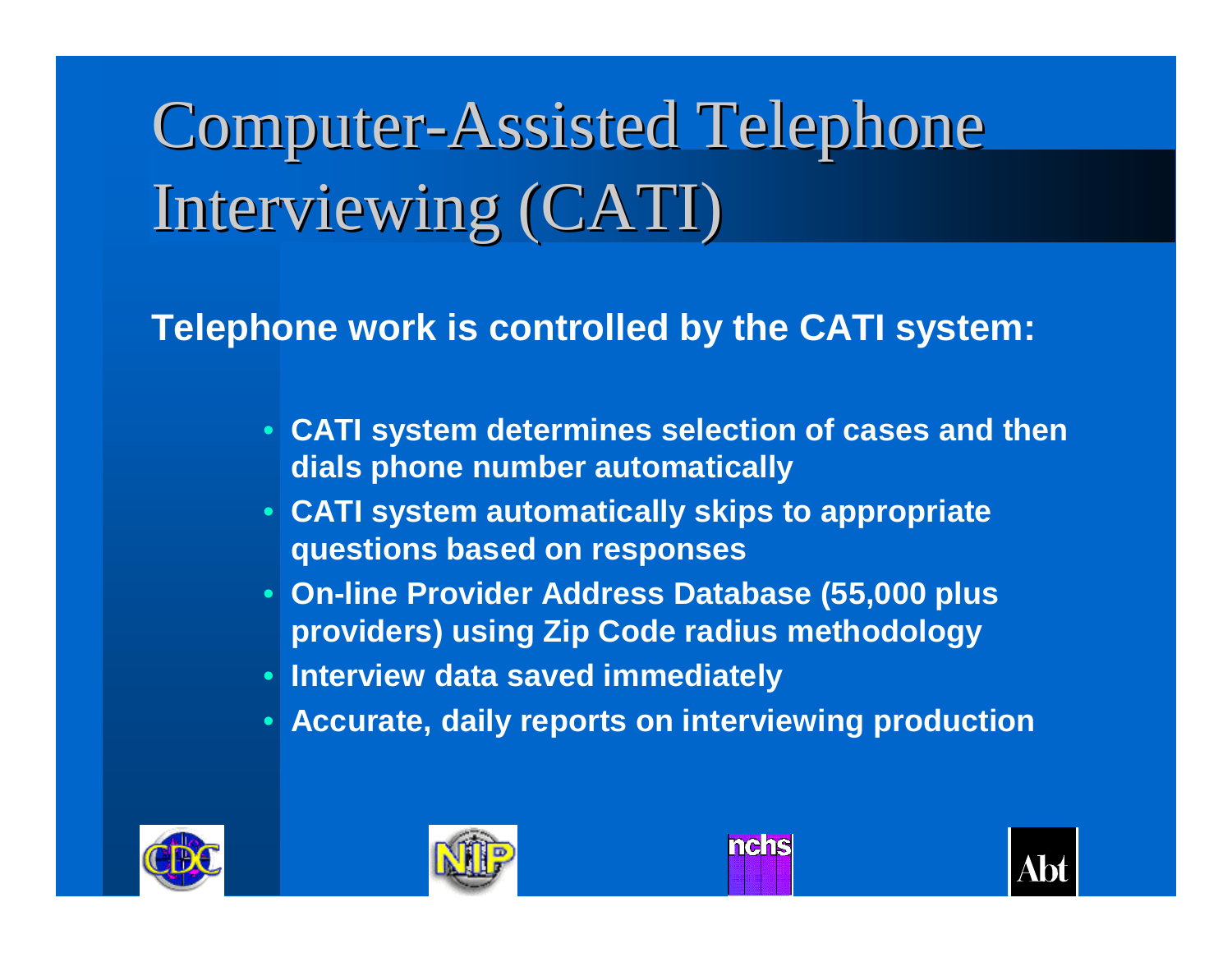# Computer-Assisted Telephone Interviewing (CATI)

**Telephone work is controlled by the CATI system:**

- **CATI system determines selection of cases and then dials phone number automatically**
- **CATI system automatically skips to appropriate questions based on responses**
- **On-line Provider Address Database (55,000 plus providers) using Zip Code radius methodology**
- **Interview data saved immediately**
- **Accurate, daily reports on interviewing production**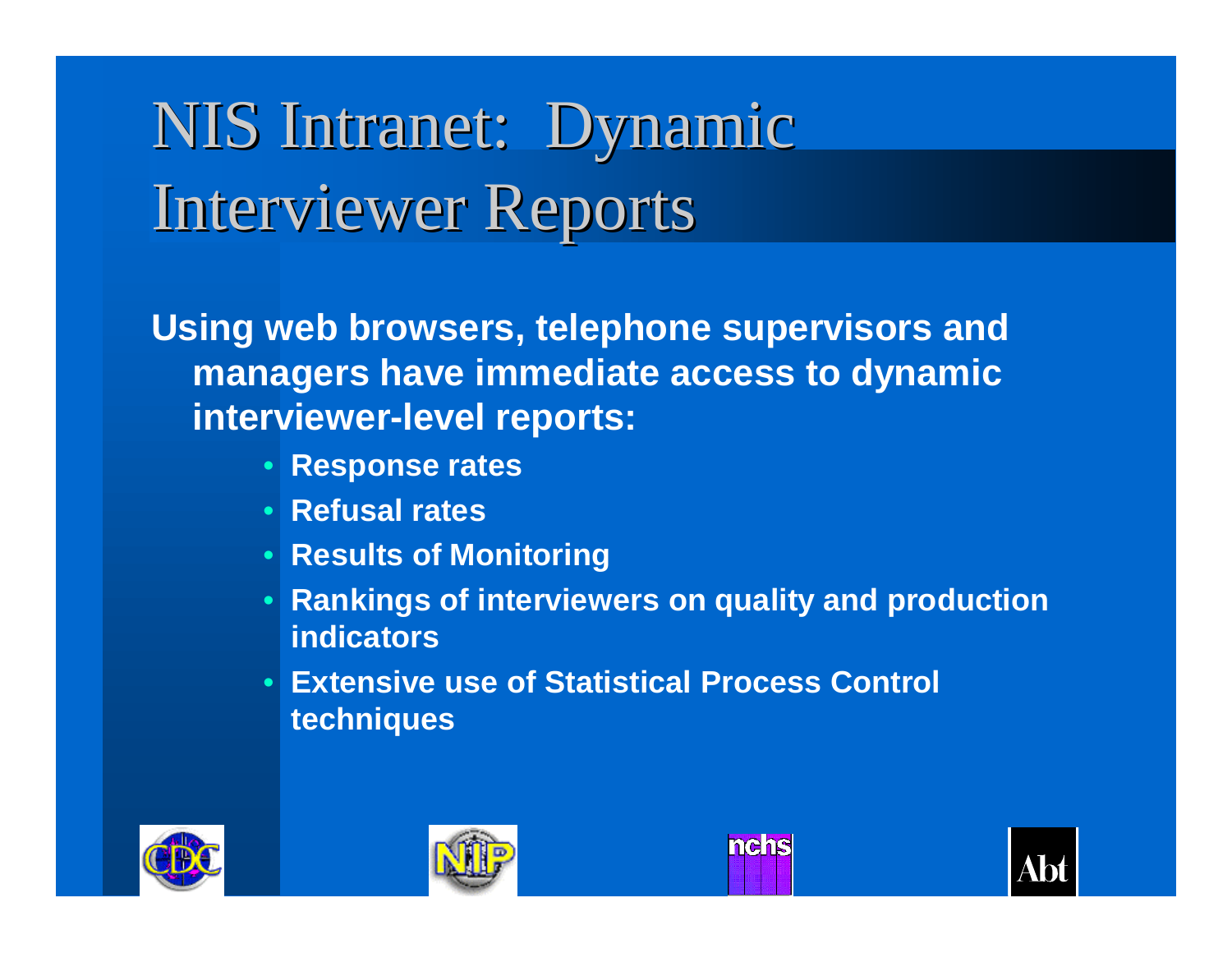# NIS Intranet: Dynamic Interviewer Reports

**Using web browsers, telephone supervisors and managers have immediate access to dynamic interviewer-level reports:**

- **Response rates**
- **Refusal rates**
- **Results of Monitoring**
- **Rankings of interviewers on quality and production indicators**
- **Extensive use of Statistical Process Control techniques**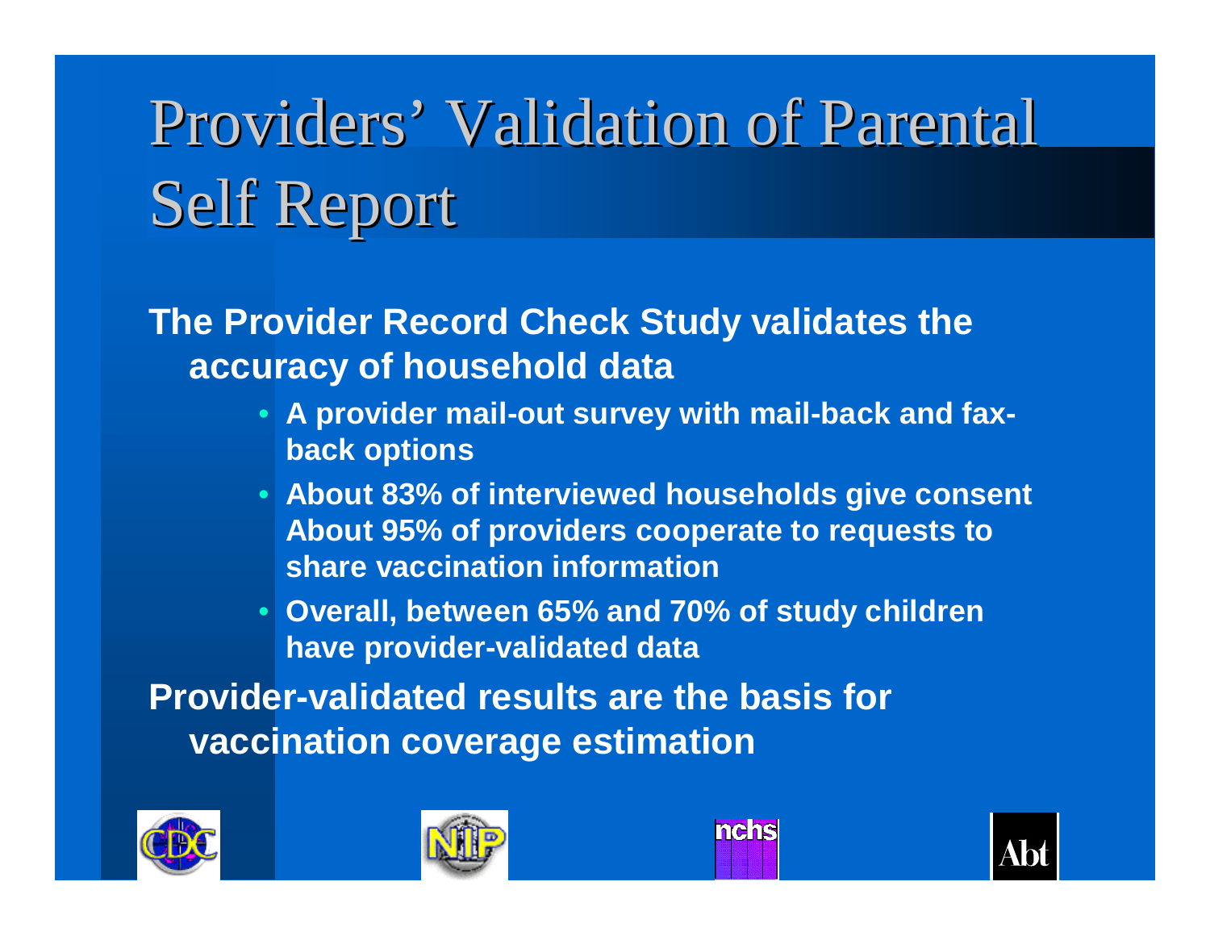# Providers' Validation of Parental Self Report

**The Provider Record Check Study validates the accuracy of household data**

- **A provider mail-out survey with mail-back and fax-back options**
- **About 83% of interviewed households give consent About 95% of providers cooperate to requests to share vaccination information**
- **Overall, between 65% and 70% of study children have provider-validated data**

**Provider-validated results are the basis for vaccination coverage estimation**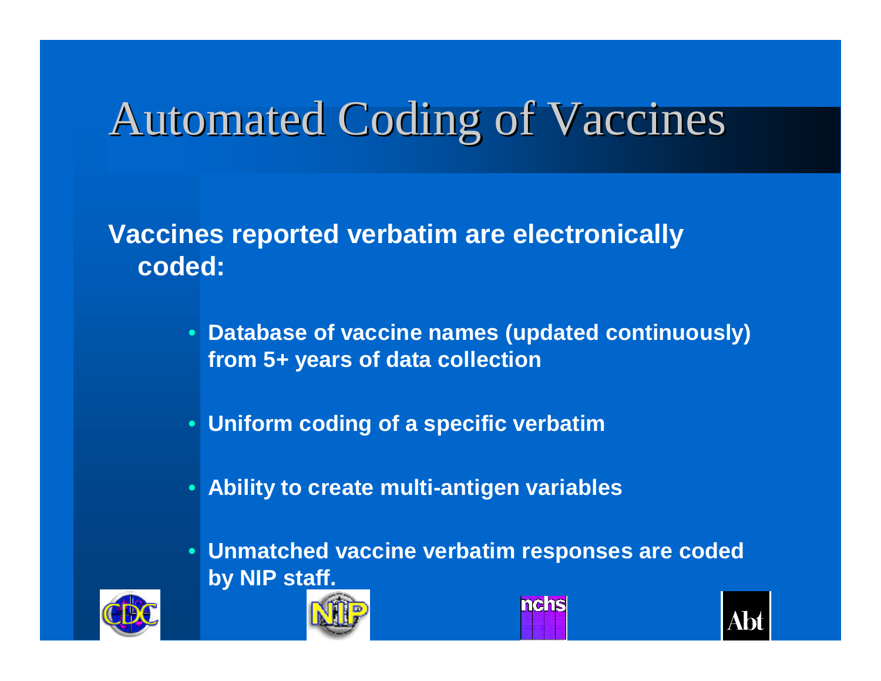# Automated Coding of Vaccines

**Vaccines reported verbatim are electronically coded:**

- **Database of vaccine names (updated continuously) from 5+ years of data collection**
- **Uniform coding of a specific verbatim**
- **Ability to create multi-antigen variables**
- **Unmatched vaccine verbatim responses are coded by NIP staff.**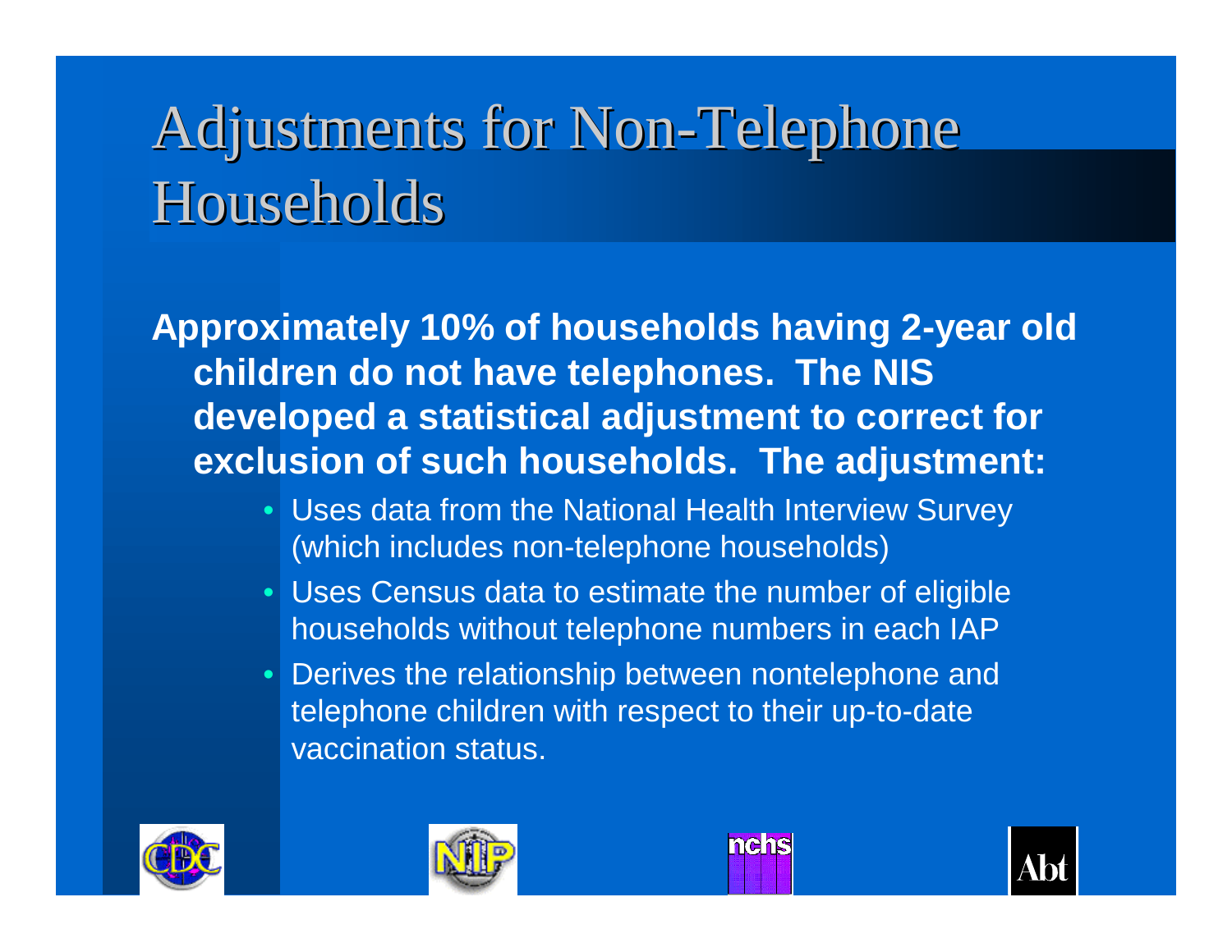# Adjustments for Non-Telephone Households

**Approximately 10% of households having 2-year old children do not have telephones. The NIS developed a statistical adjustment to correct for exclusion of such households. The adjustment:**

- Uses data from the National Health Interview Survey (which includes non-telephone households)
- Uses Census data to estimate the number of eligible households without telephone numbers in each IAP
- Derives the relationship between nontelephone and telephone children with respect to their up-to-date vaccination status.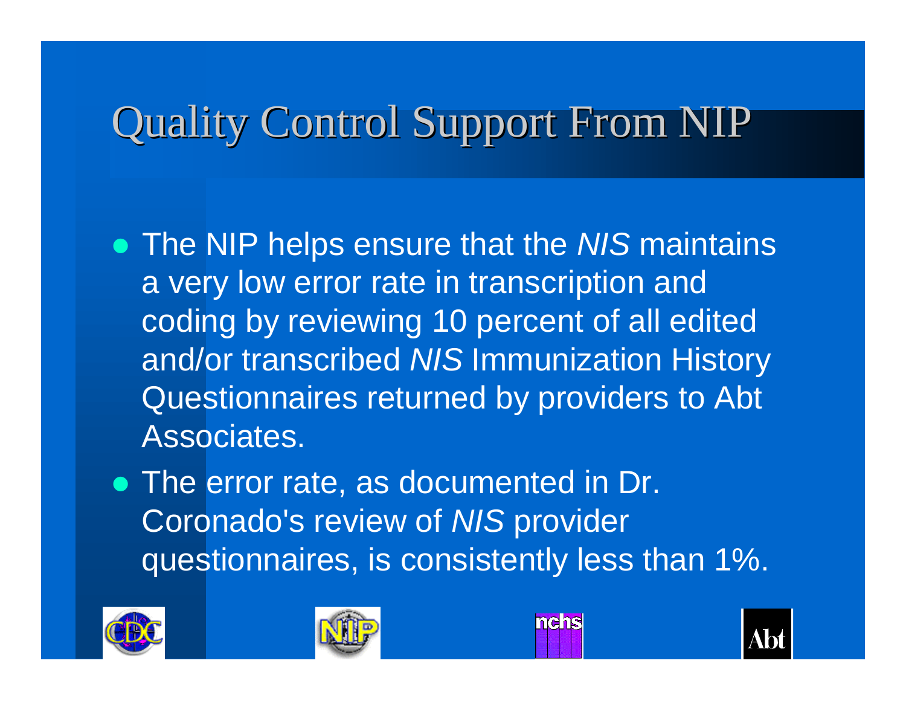# Quality Control Support From NIP

- The NIP helps ensure that the *NIS* maintains a very low error rate in transcription and coding by reviewing 10 percent of all edited and/or transcribed *NIS* Immunization History Questionnaires returned by providers to Abt Associates.
- The error rate, as documented in Dr. Coronado's review of *NIS* provider questionnaires, is consistently less than 1%.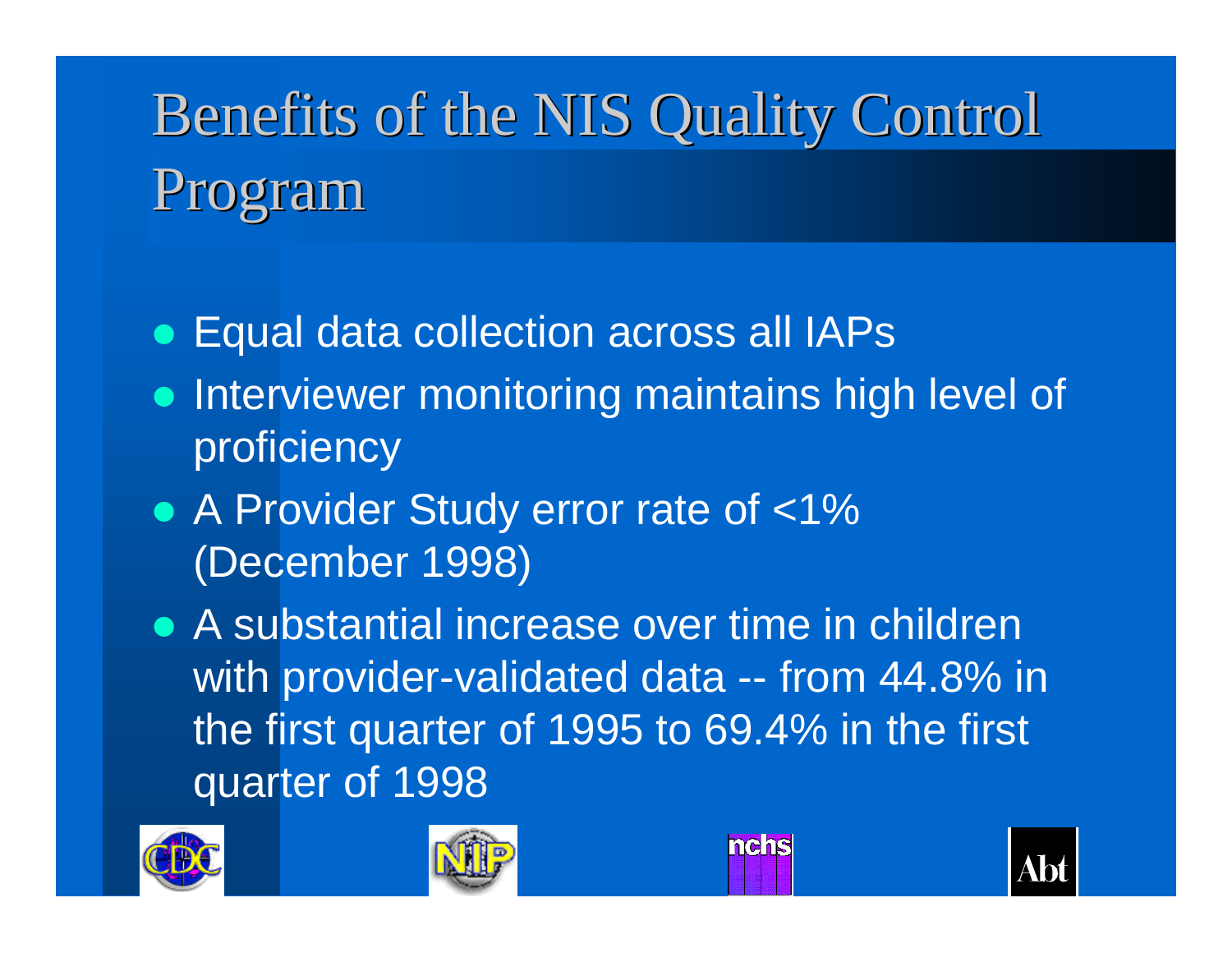# Benefits of the NIS Quality Control Program

- Equal data collection across all IAPs
- Interviewer monitoring maintains high level of proficiency
- A Provider Study error rate of <1% (December 1998)
- A substantial increase over time in children with provider-validated data -- from 44.8% in the first quarter of 1995 to 69.4% in the first quarter of 1998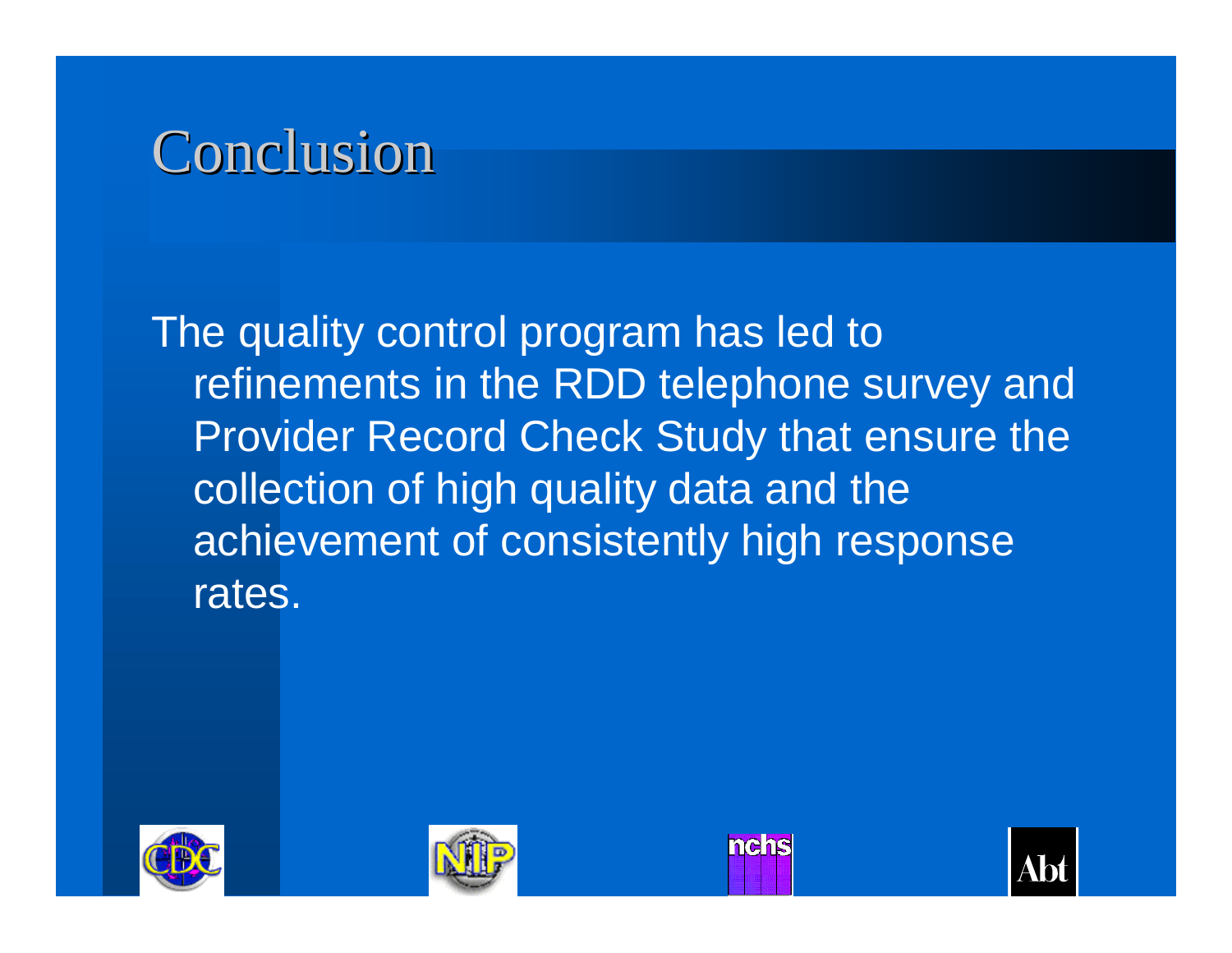# Conclusion

The quality control program has led to refinements in the RDD telephone survey and Provider Record Check Study that ensure the collection of high quality data and the achievement of consistently high response rates.